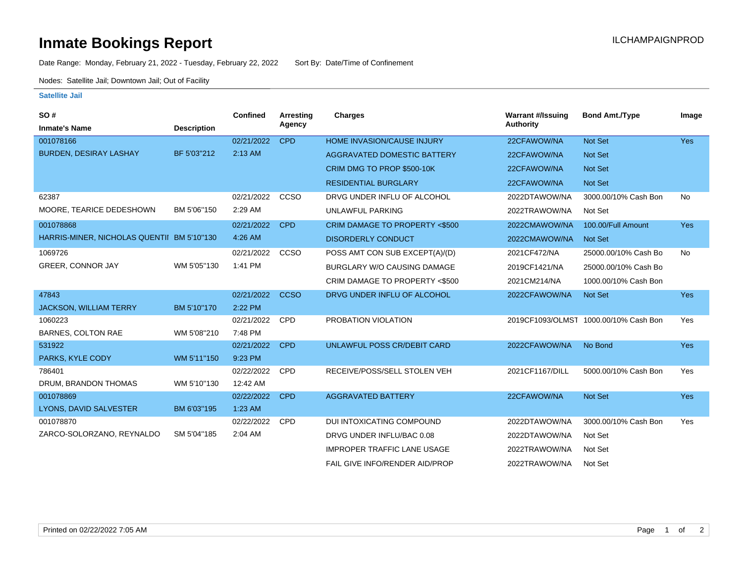# Inmate Bookings Report

ILCHAMPAIGNPROD

Date Range: Monday, February 21, 2022 - Tuesday, February 22, 2022 Sort By: Date/Time of Confinement

Nodes: Satellite Jail; Downtown Jail; Out of Facility

### Satellite Jail

| SO # / Inmate's Name | Description | Confined | Arresting Agency | Charges | Warrant #/Issuing Authority | Bond Amt./Type | Image |
|---|---|---|---|---|---|---|---|
| 001078166 | | 02/21/2022 | CPD | HOME INVASION/CAUSE INJURY | 22CFAWOW/NA | Not Set | Yes |
| BURDEN, DESIRAY LASHAY | BF 5'03"212 | 2:13 AM | | AGGRAVATED DOMESTIC BATTERY | 22CFAWOW/NA | Not Set | |
| | | | | CRIM DMG TO PROP $500-10K | 22CFAWOW/NA | Not Set | |
| | | | | RESIDENTIAL BURGLARY | 22CFAWOW/NA | Not Set | |
| 62387 | | 02/21/2022 | CCSO | DRVG UNDER INFLU OF ALCOHOL | 2022DTAWOW/NA | 3000.00/10% Cash Bon | No |
| MOORE, TEARICE DEDESHOWN | BM 5'06"150 | 2:29 AM | | UNLAWFUL PARKING | 2022TRAWOW/NA | Not Set | |
| 001078868 | | 02/21/2022 | CPD | CRIM DAMAGE TO PROPERTY <$500 | 2022CMAWOW/NA | 100.00/Full Amount | Yes |
| HARRIS-MINER, NICHOLAS QUENTII | BM 5'10"130 | 4:26 AM | | DISORDERLY CONDUCT | 2022CMAWOW/NA | Not Set | |
| 1069726 | | 02/21/2022 | CCSO | POSS AMT CON SUB EXCEPT(A)/(D) | 2021CF472/NA | 25000.00/10% Cash Bo | No |
| GREER, CONNOR JAY | WM 5'05"130 | 1:41 PM | | BURGLARY W/O CAUSING DAMAGE | 2019CF1421/NA | 25000.00/10% Cash Bo | |
| | | | | CRIM DAMAGE TO PROPERTY <$500 | 2021CM214/NA | 1000.00/10% Cash Bon | |
| 47843 | | 02/21/2022 | CCSO | DRVG UNDER INFLU OF ALCOHOL | 2022CFAWOW/NA | Not Set | Yes |
| JACKSON, WILLIAM TERRY | BM 5'10"170 | 2:22 PM | | | | | |
| 1060223 | | 02/21/2022 | CPD | PROBATION VIOLATION | 2019CF1093/OLMST | 1000.00/10% Cash Bon | Yes |
| BARNES, COLTON RAE | WM 5'08"210 | 7:48 PM | | | | | |
| 531922 | | 02/21/2022 | CPD | UNLAWFUL POSS CR/DEBIT CARD | 2022CFAWOW/NA | No Bond | Yes |
| PARKS, KYLE CODY | WM 5'11"150 | 9:23 PM | | | | | |
| 786401 | | 02/22/2022 | CPD | RECEIVE/POSS/SELL STOLEN VEH | 2021CF1167/DILL | 5000.00/10% Cash Bon | Yes |
| DRUM, BRANDON THOMAS | WM 5'10"130 | 12:42 AM | | | | | |
| 001078869 | | 02/22/2022 | CPD | AGGRAVATED BATTERY | 22CFAWOW/NA | Not Set | Yes |
| LYONS, DAVID SALVESTER | BM 6'03"195 | 1:23 AM | | | | | |
| 001078870 | | 02/22/2022 | CPD | DUI INTOXICATING COMPOUND | 2022DTAWOW/NA | 3000.00/10% Cash Bon | Yes |
| ZARCO-SOLORZANO, REYNALDO | SM 5'04"185 | 2:04 AM | | DRVG UNDER INFLU/BAC 0.08 | 2022DTAWOW/NA | Not Set | |
| | | | | IMPROPER TRAFFIC LANE USAGE | 2022TRAWOW/NA | Not Set | |
| | | | | FAIL GIVE INFO/RENDER AID/PROP | 2022TRAWOW/NA | Not Set | |

Printed on 02/22/2022 7:05 AM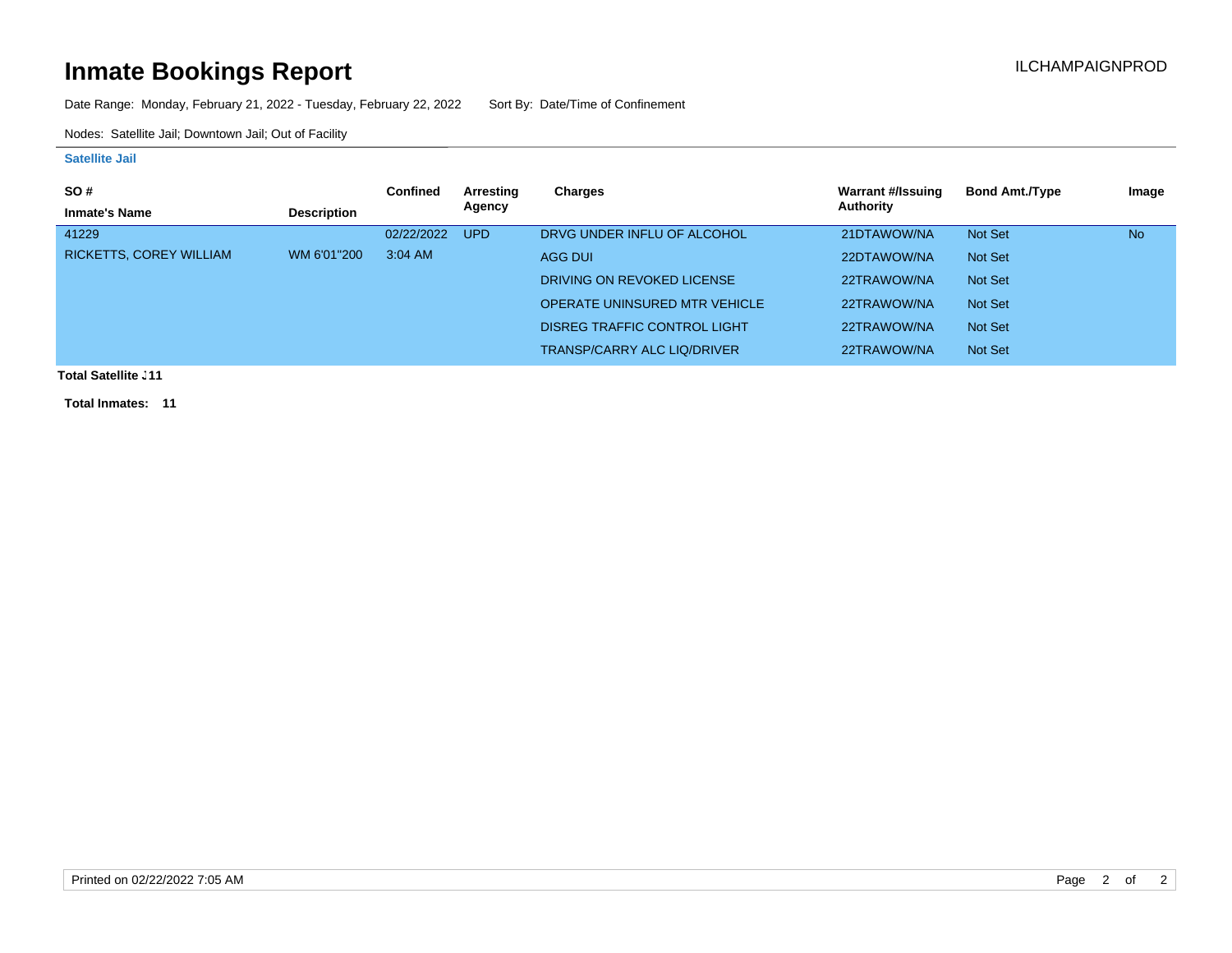# Inmate Bookings Report

ILCHAMPAIGNPROD

Date Range: Monday, February 21, 2022 - Tuesday, February 22, 2022 Sort By: Date/Time of Confinement

Nodes: Satellite Jail; Downtown Jail; Out of Facility

### Satellite Jail

| SO # / Inmate's Name | Description | Confined | Arresting Agency | Charges | Warrant #/Issuing Authority | Bond Amt./Type | Image |
|---|---|---|---|---|---|---|---|
| 41229 | | 02/22/2022 | UPD | DRVG UNDER INFLU OF ALCOHOL | 21DTAWOW/NA | Not Set | No |
| RICKETTS, COREY WILLIAM | WM 6'01"200 | 3:04 AM | | AGG DUI | 22DTAWOW/NA | Not Set | |
| | | | | DRIVING ON REVOKED LICENSE | 22TRAWOW/NA | Not Set | |
| | | | | OPERATE UNINSURED MTR VEHICLE | 22TRAWOW/NA | Not Set | |
| | | | | DISREG TRAFFIC CONTROL LIGHT | 22TRAWOW/NA | Not Set | |
| | | | | TRANSP/CARRY ALC LIQ/DRIVER | 22TRAWOW/NA | Not Set | |

**Total Satellite J 11**

**Total Inmates: 11**

Printed on 02/22/2022 7:05 AM